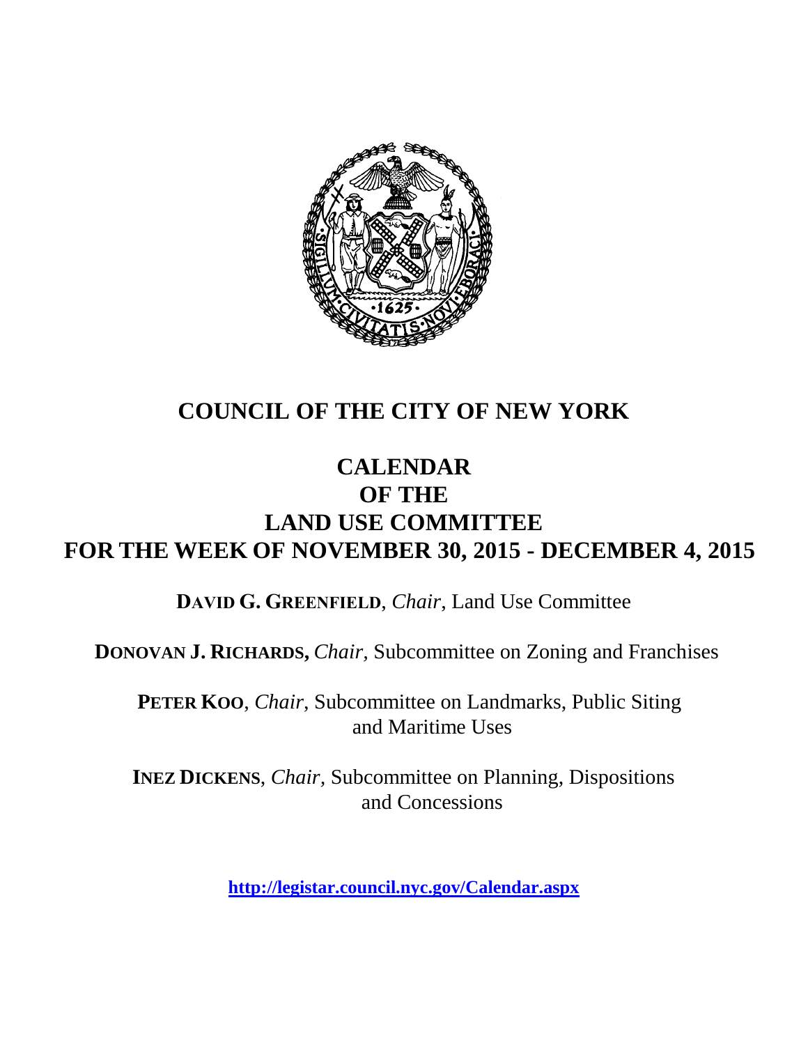# COUNCIL OF THE CITY OF NEW YORK

## CALENDAR
## OF THE
## LAND USE COMMITTEE
## FOR THE WEEK OF NOVEMBER 30, 2015 - DECEMBER 4, 2015

**DAVID G. GREENFIELD**, *Chair*, Land Use Committee

**DONOVAN J. RICHARDS,** *Chair*, Subcommittee on Zoning and Franchises

**PETER KOO**, *Chair*, Subcommittee on Landmarks, Public Siting and Maritime Uses

**INEZ DICKENS**, *Chair*, Subcommittee on Planning, Dispositions and Concessions

**http://legistar.council.nyc.gov/Calendar.aspx**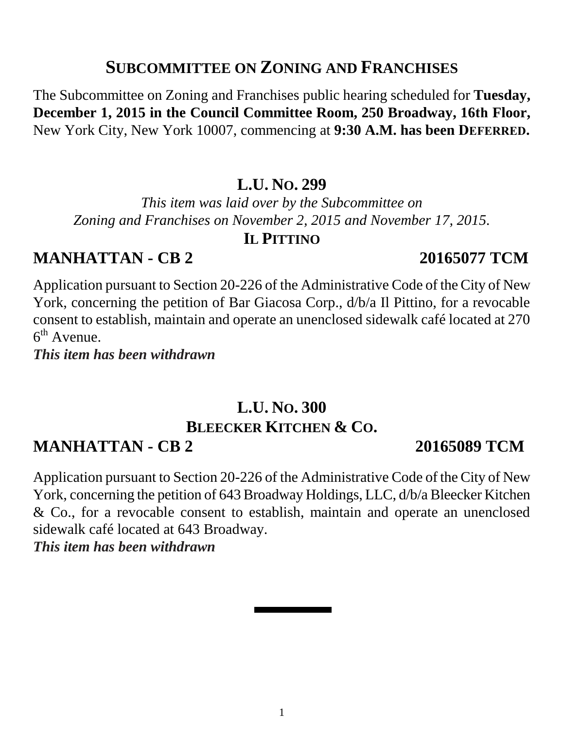## SUBCOMMITTEE ON ZONING AND FRANCHISES

The Subcommittee on Zoning and Franchises public hearing scheduled for **Tuesday, December 1, 2015 in the Council Committee Room, 250 Broadway, 16th Floor,** New York City, New York 10007, commencing at **9:30 A.M. has been DEFERRED.**

### L.U. NO. 299

*This item was laid over by the Subcommittee on Zoning and Franchises on November 2, 2015 and November 17, 2015.*

**IL PITTINO**

**MANHATTAN - CB 2 20165077 TCM**

Application pursuant to Section 20-226 of the Administrative Code of the City of New York, concerning the petition of Bar Giacosa Corp., d/b/a Il Pittino, for a revocable consent to establish, maintain and operate an unenclosed sidewalk café located at 270 6th Avenue.

***This item has been withdrawn***

### L.U. NO. 300

**BLEECKER KITCHEN & CO.**

**MANHATTAN - CB 2 20165089 TCM**

Application pursuant to Section 20-226 of the Administrative Code of the City of New York, concerning the petition of 643 Broadway Holdings, LLC, d/b/a Bleecker Kitchen & Co., for a revocable consent to establish, maintain and operate an unenclosed sidewalk café located at 643 Broadway.

***This item has been withdrawn***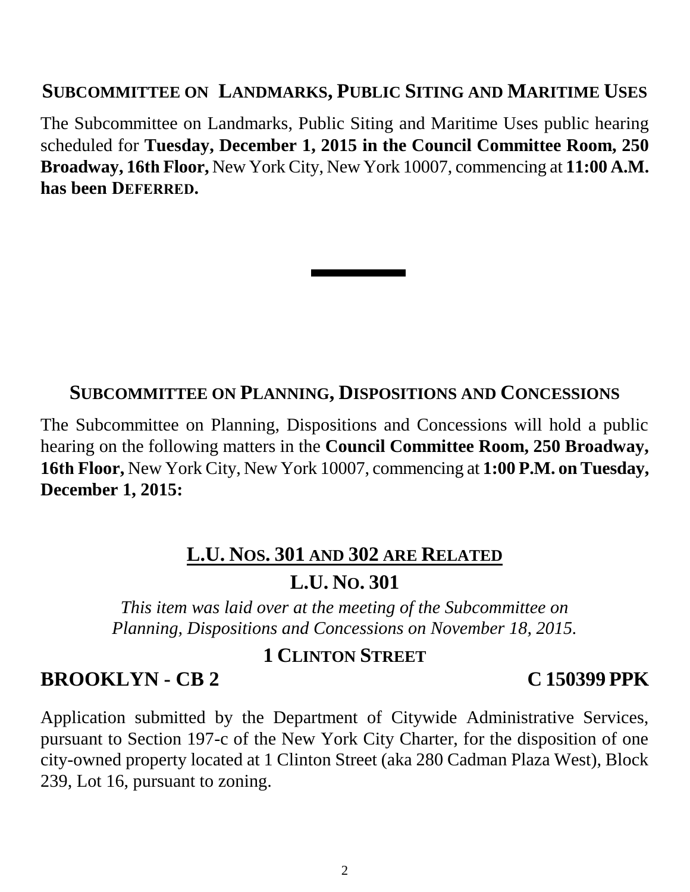## SUBCOMMITTEE ON LANDMARKS, PUBLIC SITING AND MARITIME USES

The Subcommittee on Landmarks, Public Siting and Maritime Uses public hearing scheduled for **Tuesday, December 1, 2015 in the Council Committee Room, 250 Broadway, 16th Floor,** New York City, New York 10007, commencing at **11:00 A.M. has been DEFERRED.**

---

## SUBCOMMITTEE ON PLANNING, DISPOSITIONS AND CONCESSIONS

The Subcommittee on Planning, Dispositions and Concessions will hold a public hearing on the following matters in the **Council Committee Room, 250 Broadway, 16th Floor,** New York City, New York 10007, commencing at **1:00 P.M. on Tuesday, December 1, 2015:**

### L.U. NOS. 301 AND 302 ARE RELATED

### L.U. NO. 301

*This item was laid over at the meeting of the Subcommittee on Planning, Dispositions and Concessions on November 18, 2015.*

### 1 CLINTON STREET

**BROOKLYN - CB 2** **C 150399 PPK**

Application submitted by the Department of Citywide Administrative Services, pursuant to Section 197-c of the New York City Charter, for the disposition of one city-owned property located at 1 Clinton Street (aka 280 Cadman Plaza West), Block 239, Lot 16, pursuant to zoning.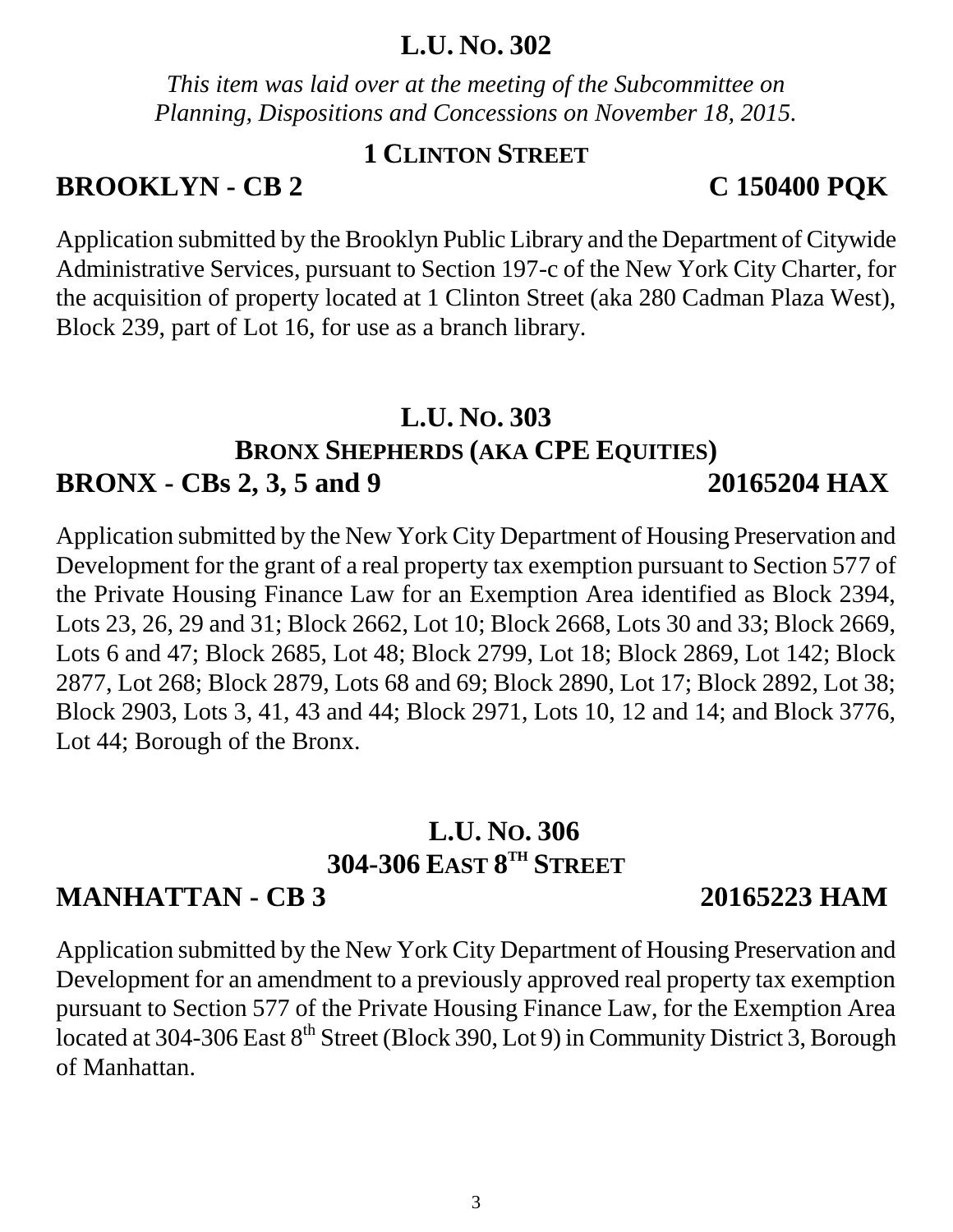## L.U. NO. 302

*This item was laid over at the meeting of the Subcommittee on Planning, Dispositions and Concessions on November 18, 2015.*

### 1 CLINTON STREET

**BROOKLYN - CB 2** **C 150400 PQK**

Application submitted by the Brooklyn Public Library and the Department of Citywide Administrative Services, pursuant to Section 197-c of the New York City Charter, for the acquisition of property located at 1 Clinton Street (aka 280 Cadman Plaza West), Block 239, part of Lot 16, for use as a branch library.

## L.U. NO. 303

### BRONX SHEPHERDS (AKA CPE EQUITIES)

**BRONX - CBs 2, 3, 5 and 9** **20165204 HAX**

Application submitted by the New York City Department of Housing Preservation and Development for the grant of a real property tax exemption pursuant to Section 577 of the Private Housing Finance Law for an Exemption Area identified as Block 2394, Lots 23, 26, 29 and 31; Block 2662, Lot 10; Block 2668, Lots 30 and 33; Block 2669, Lots 6 and 47; Block 2685, Lot 48; Block 2799, Lot 18; Block 2869, Lot 142; Block 2877, Lot 268; Block 2879, Lots 68 and 69; Block 2890, Lot 17; Block 2892, Lot 38; Block 2903, Lots 3, 41, 43 and 44; Block 2971, Lots 10, 12 and 14; and Block 3776, Lot 44; Borough of the Bronx.

## L.U. NO. 306

### 304-306 EAST 8TH STREET

**MANHATTAN - CB 3** **20165223 HAM**

Application submitted by the New York City Department of Housing Preservation and Development for an amendment to a previously approved real property tax exemption pursuant to Section 577 of the Private Housing Finance Law, for the Exemption Area located at 304-306 East 8th Street (Block 390, Lot 9) in Community District 3, Borough of Manhattan.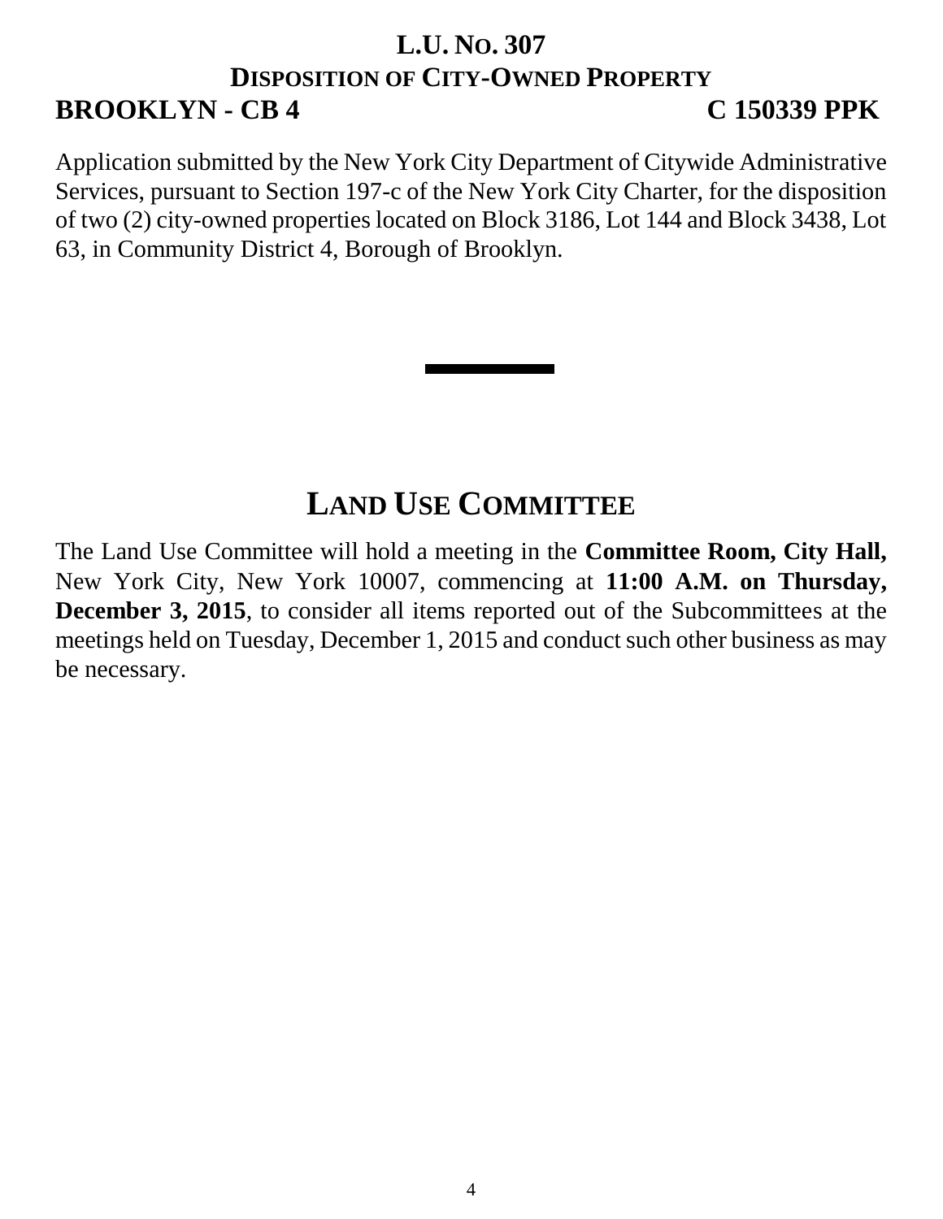## L.U. No. 307
## Disposition of City-Owned Property
**BROOKLYN - CB 4** **C 150339 PPK**

Application submitted by the New York City Department of Citywide Administrative Services, pursuant to Section 197-c of the New York City Charter, for the disposition of two (2) city-owned properties located on Block 3186, Lot 144 and Block 3438, Lot 63, in Community District 4, Borough of Brooklyn.

# Land Use Committee

The Land Use Committee will hold a meeting in the **Committee Room, City Hall,** New York City, New York 10007, commencing at **11:00 A.M. on Thursday, December 3, 2015**, to consider all items reported out of the Subcommittees at the meetings held on Tuesday, December 1, 2015 and conduct such other business as may be necessary.